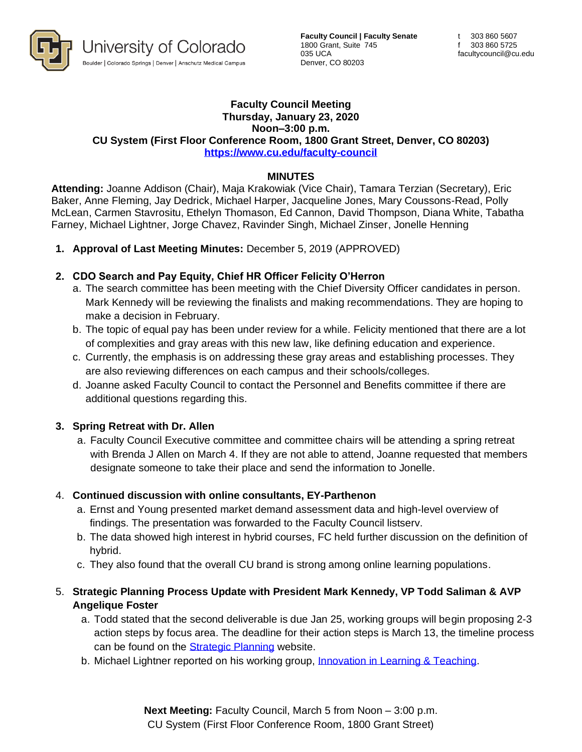University of Colorado
Boulder | Colorado Springs | Denver | Anschutz Medical Campus

**Faculty Council | Faculty Senate**
1800 Grant, Suite 745
035 UCA
Denver, CO 80203

t 303 860 5607
f 303 860 5725
facultycouncil@cu.edu

**Faculty Council Meeting**
**Thursday, January 23, 2020**
**Noon–3:00 p.m.**
**CU System (First Floor Conference Room, 1800 Grant Street, Denver, CO 80203)**
**https://www.cu.edu/faculty-council**

## MINUTES

**Attending:** Joanne Addison (Chair), Maja Krakowiak (Vice Chair), Tamara Terzian (Secretary), Eric Baker, Anne Fleming, Jay Dedrick, Michael Harper, Jacqueline Jones, Mary Coussons-Read, Polly McLean, Carmen Stavrositu, Ethelyn Thomason, Ed Cannon, David Thompson, Diana White, Tabatha Farney, Michael Lightner, Jorge Chavez, Ravinder Singh, Michael Zinser, Jonelle Henning

1. **Approval of Last Meeting Minutes:** December 5, 2019 (APPROVED)

2. **CDO Search and Pay Equity, Chief HR Officer Felicity O'Herron**
   a. The search committee has been meeting with the Chief Diversity Officer candidates in person. Mark Kennedy will be reviewing the finalists and making recommendations. They are hoping to make a decision in February.
   b. The topic of equal pay has been under review for a while. Felicity mentioned that there are a lot of complexities and gray areas with this new law, like defining education and experience.
   c. Currently, the emphasis is on addressing these gray areas and establishing processes. They are also reviewing differences on each campus and their schools/colleges.
   d. Joanne asked Faculty Council to contact the Personnel and Benefits committee if there are additional questions regarding this.

3. **Spring Retreat with Dr. Allen**
   a. Faculty Council Executive committee and committee chairs will be attending a spring retreat with Brenda J Allen on March 4. If they are not able to attend, Joanne requested that members designate someone to take their place and send the information to Jonelle.

4. **Continued discussion with online consultants, EY-Parthenon**
   a. Ernst and Young presented market demand assessment data and high-level overview of findings. The presentation was forwarded to the Faculty Council listserv.
   b. The data showed high interest in hybrid courses, FC held further discussion on the definition of hybrid.
   c. They also found that the overall CU brand is strong among online learning populations.

5. **Strategic Planning Process Update with President Mark Kennedy, VP Todd Saliman & AVP Angelique Foster**
   a. Todd stated that the second deliverable is due Jan 25, working groups will begin proposing 2-3 action steps by focus area. The deadline for their action steps is March 13, the timeline process can be found on the Strategic Planning website.
   b. Michael Lightner reported on his working group, Innovation in Learning & Teaching.

**Next Meeting:** Faculty Council, March 5 from Noon – 3:00 p.m.
CU System (First Floor Conference Room, 1800 Grant Street)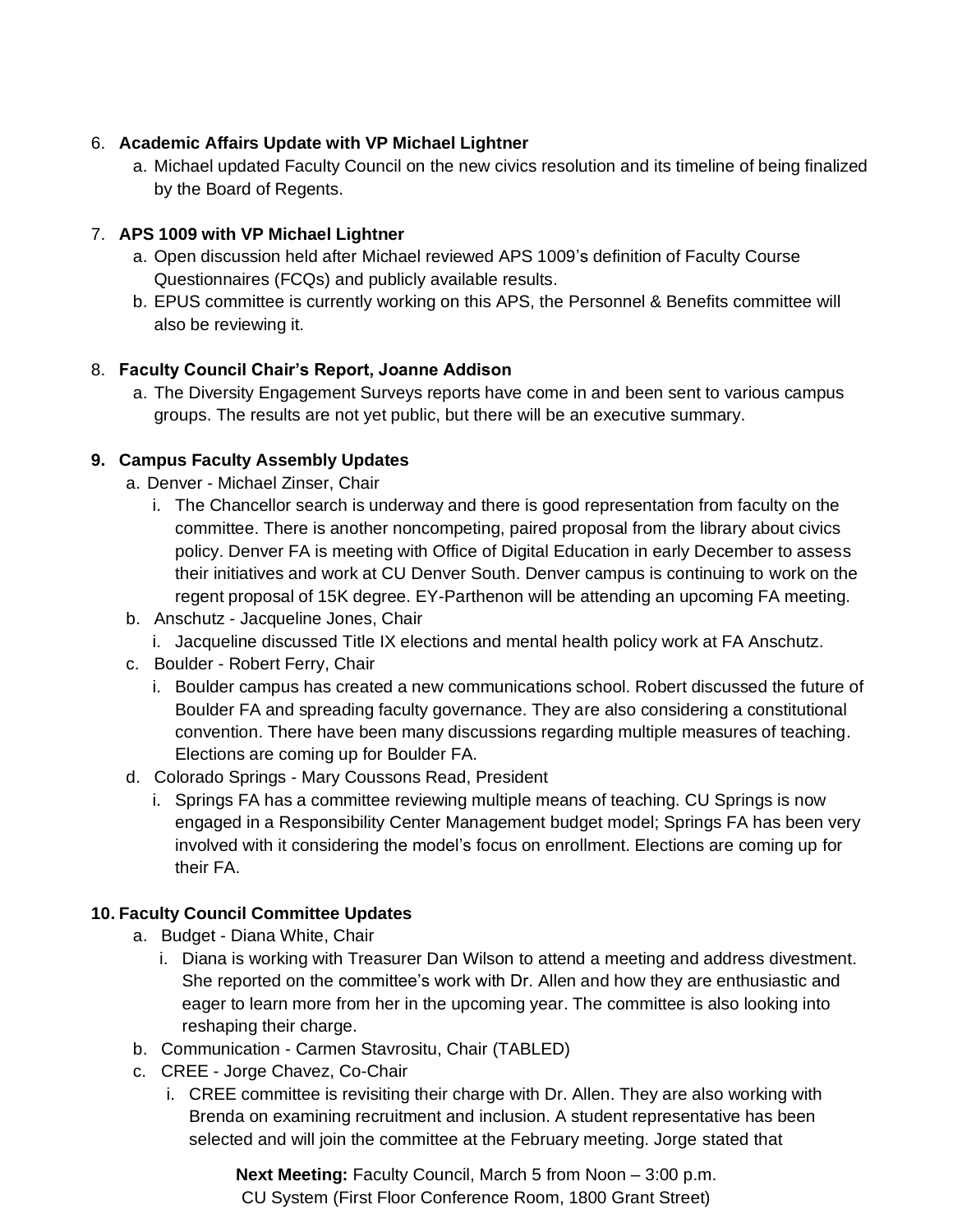6. **Academic Affairs Update with VP Michael Lightner**
    a. Michael updated Faculty Council on the new civics resolution and its timeline of being finalized by the Board of Regents.

7. **APS 1009 with VP Michael Lightner**
    a. Open discussion held after Michael reviewed APS 1009's definition of Faculty Course Questionnaires (FCQs) and publicly available results.
    b. EPUS committee is currently working on this APS, the Personnel & Benefits committee will also be reviewing it.

8. **Faculty Council Chair's Report, Joanne Addison**
    a. The Diversity Engagement Surveys reports have come in and been sent to various campus groups. The results are not yet public, but there will be an executive summary.

9. **Campus Faculty Assembly Updates**
    a. Denver - Michael Zinser, Chair
        i. The Chancellor search is underway and there is good representation from faculty on the committee. There is another noncompeting, paired proposal from the library about civics policy. Denver FA is meeting with Office of Digital Education in early December to assess their initiatives and work at CU Denver South. Denver campus is continuing to work on the regent proposal of 15K degree. EY-Parthenon will be attending an upcoming FA meeting.
    b. Anschutz - Jacqueline Jones, Chair
        i. Jacqueline discussed Title IX elections and mental health policy work at FA Anschutz.
    c. Boulder - Robert Ferry, Chair
        i. Boulder campus has created a new communications school. Robert discussed the future of Boulder FA and spreading faculty governance. They are also considering a constitutional convention. There have been many discussions regarding multiple measures of teaching. Elections are coming up for Boulder FA.
    d. Colorado Springs - Mary Coussons Read, President
        i. Springs FA has a committee reviewing multiple means of teaching. CU Springs is now engaged in a Responsibility Center Management budget model; Springs FA has been very involved with it considering the model's focus on enrollment. Elections are coming up for their FA.

10. **Faculty Council Committee Updates**
    a. Budget - Diana White, Chair
        i. Diana is working with Treasurer Dan Wilson to attend a meeting and address divestment. She reported on the committee's work with Dr. Allen and how they are enthusiastic and eager to learn more from her in the upcoming year. The committee is also looking into reshaping their charge.
    b. Communication - Carmen Stavrositu, Chair (TABLED)
    c. CREE - Jorge Chavez, Co-Chair
        i. CREE committee is revisiting their charge with Dr. Allen. They are also working with Brenda on examining recruitment and inclusion. A student representative has been selected and will join the committee at the February meeting. Jorge stated that

**Next Meeting:** Faculty Council, March 5 from Noon – 3:00 p.m.
CU System (First Floor Conference Room, 1800 Grant Street)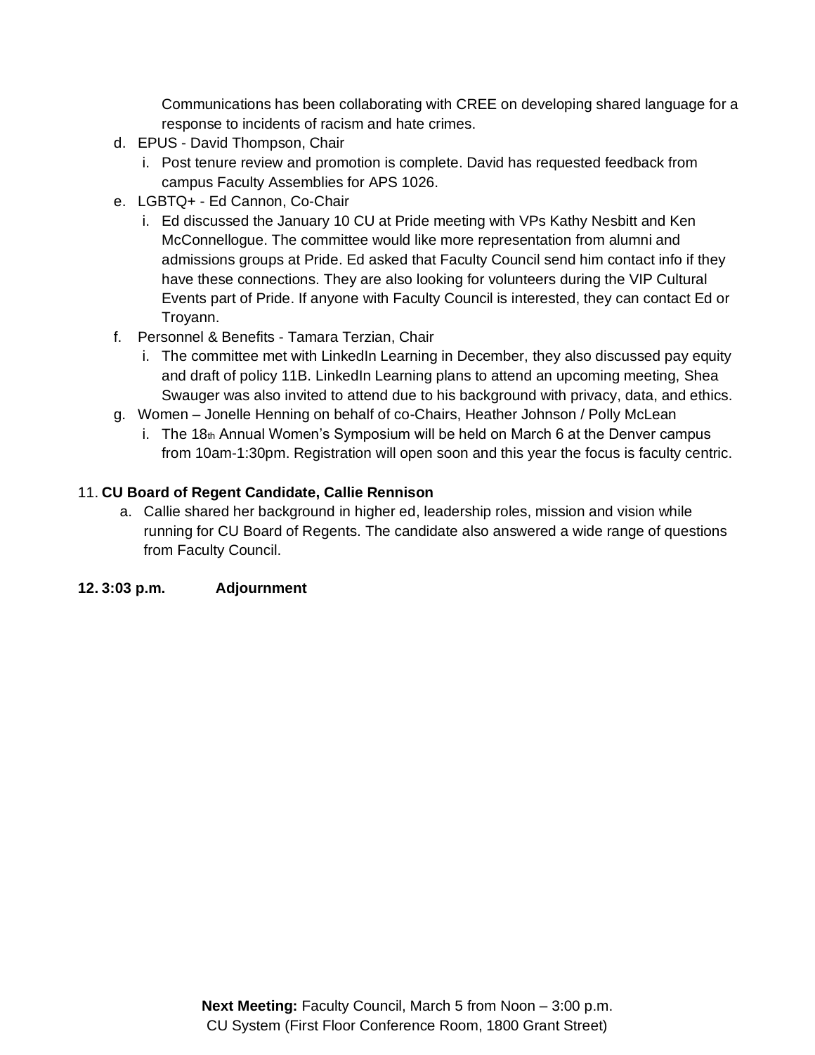Communications has been collaborating with CREE on developing shared language for a response to incidents of racism and hate crimes.

d. EPUS - David Thompson, Chair
    i. Post tenure review and promotion is complete. David has requested feedback from campus Faculty Assemblies for APS 1026.
e. LGBTQ+ - Ed Cannon, Co-Chair
    i. Ed discussed the January 10 CU at Pride meeting with VPs Kathy Nesbitt and Ken McConnellogue. The committee would like more representation from alumni and admissions groups at Pride. Ed asked that Faculty Council send him contact info if they have these connections. They are also looking for volunteers during the VIP Cultural Events part of Pride. If anyone with Faculty Council is interested, they can contact Ed or Troyann.
f. Personnel & Benefits - Tamara Terzian, Chair
    i. The committee met with LinkedIn Learning in December, they also discussed pay equity and draft of policy 11B. LinkedIn Learning plans to attend an upcoming meeting, Shea Swauger was also invited to attend due to his background with privacy, data, and ethics.
g. Women – Jonelle Henning on behalf of co-Chairs, Heather Johnson / Polly McLean
    i. The 18th Annual Women's Symposium will be held on March 6 at the Denver campus from 10am-1:30pm. Registration will open soon and this year the focus is faculty centric.

11. **CU Board of Regent Candidate, Callie Rennison**
    a. Callie shared her background in higher ed, leadership roles, mission and vision while running for CU Board of Regents. The candidate also answered a wide range of questions from Faculty Council.

**12. 3:03 p.m. Adjournment**

**Next Meeting:** Faculty Council, March 5 from Noon – 3:00 p.m.
CU System (First Floor Conference Room, 1800 Grant Street)